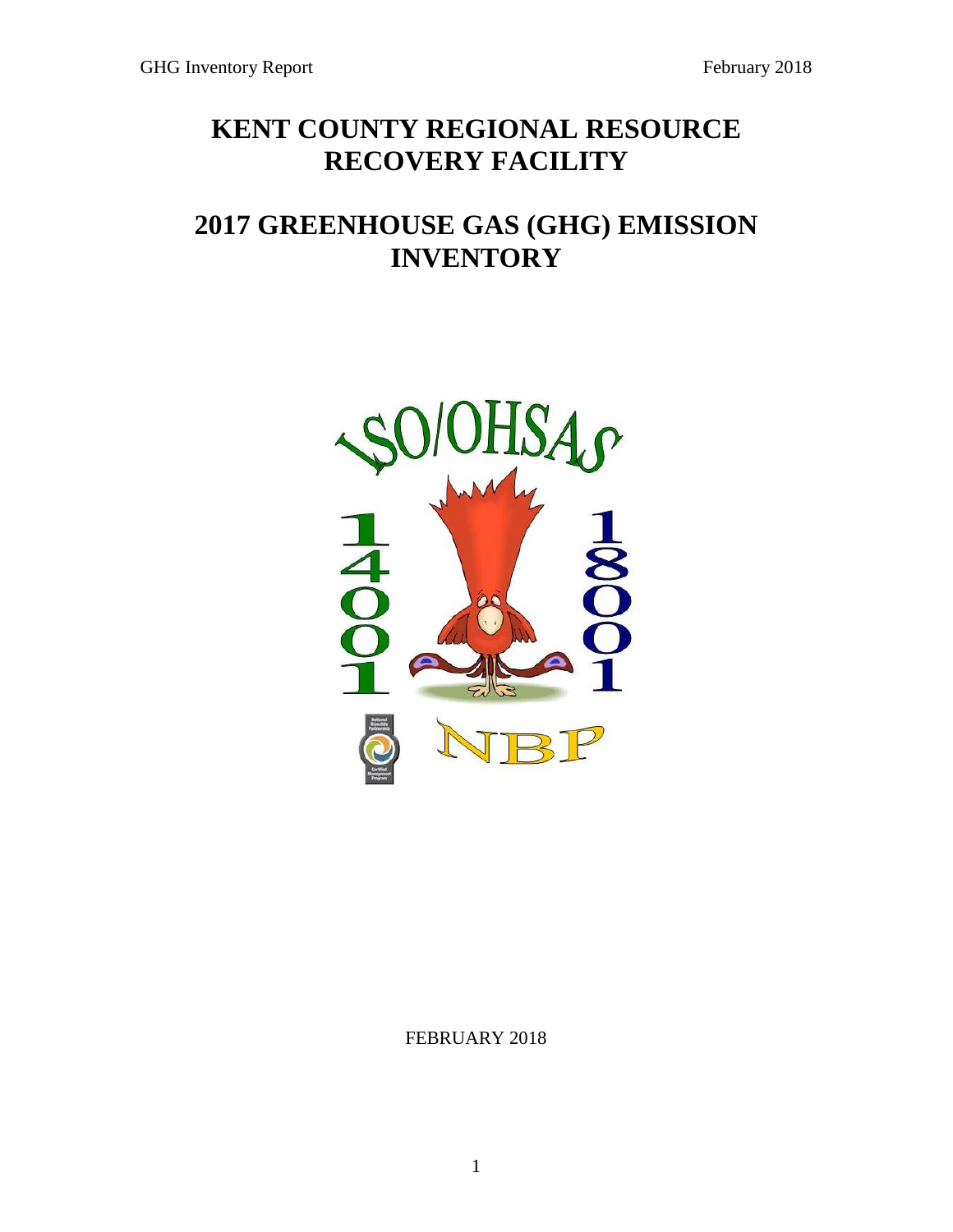# KENT COUNTY REGIONAL RESOURCE RECOVERY FACILITY

# 2017 GREENHOUSE GAS (GHG) EMISSION INVENTORY

FEBRUARY 2018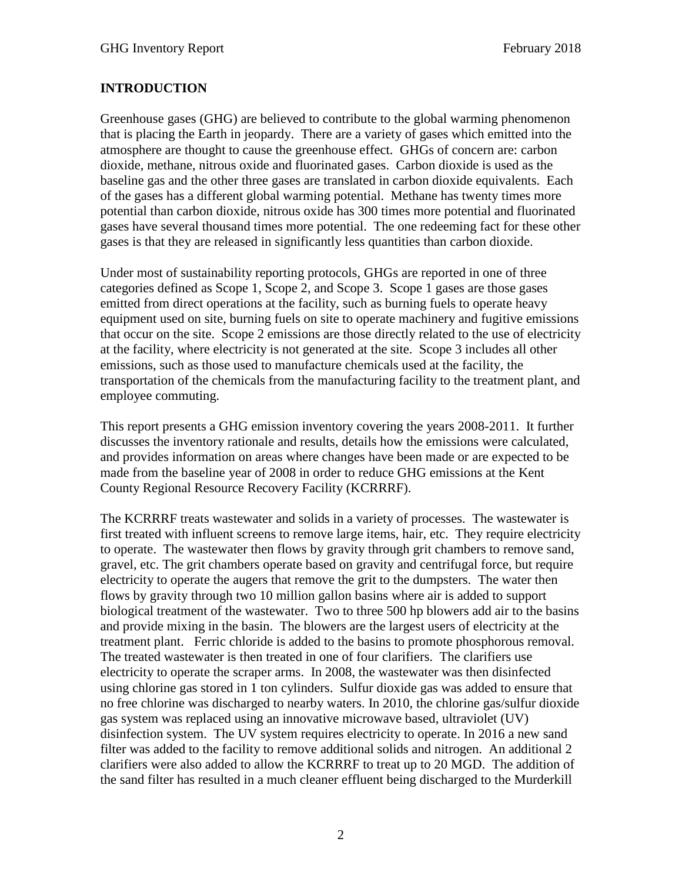## INTRODUCTION

Greenhouse gases (GHG) are believed to contribute to the global warming phenomenon that is placing the Earth in jeopardy. There are a variety of gases which emitted into the atmosphere are thought to cause the greenhouse effect. GHGs of concern are: carbon dioxide, methane, nitrous oxide and fluorinated gases. Carbon dioxide is used as the baseline gas and the other three gases are translated in carbon dioxide equivalents. Each of the gases has a different global warming potential. Methane has twenty times more potential than carbon dioxide, nitrous oxide has 300 times more potential and fluorinated gases have several thousand times more potential. The one redeeming fact for these other gases is that they are released in significantly less quantities than carbon dioxide.

Under most of sustainability reporting protocols, GHGs are reported in one of three categories defined as Scope 1, Scope 2, and Scope 3. Scope 1 gases are those gases emitted from direct operations at the facility, such as burning fuels to operate heavy equipment used on site, burning fuels on site to operate machinery and fugitive emissions that occur on the site. Scope 2 emissions are those directly related to the use of electricity at the facility, where electricity is not generated at the site. Scope 3 includes all other emissions, such as those used to manufacture chemicals used at the facility, the transportation of the chemicals from the manufacturing facility to the treatment plant, and employee commuting.

This report presents a GHG emission inventory covering the years 2008-2011. It further discusses the inventory rationale and results, details how the emissions were calculated, and provides information on areas where changes have been made or are expected to be made from the baseline year of 2008 in order to reduce GHG emissions at the Kent County Regional Resource Recovery Facility (KCRRRF).

The KCRRRF treats wastewater and solids in a variety of processes. The wastewater is first treated with influent screens to remove large items, hair, etc. They require electricity to operate. The wastewater then flows by gravity through grit chambers to remove sand, gravel, etc. The grit chambers operate based on gravity and centrifugal force, but require electricity to operate the augers that remove the grit to the dumpsters. The water then flows by gravity through two 10 million gallon basins where air is added to support biological treatment of the wastewater. Two to three 500 hp blowers add air to the basins and provide mixing in the basin. The blowers are the largest users of electricity at the treatment plant. Ferric chloride is added to the basins to promote phosphorous removal. The treated wastewater is then treated in one of four clarifiers. The clarifiers use electricity to operate the scraper arms. In 2008, the wastewater was then disinfected using chlorine gas stored in 1 ton cylinders. Sulfur dioxide gas was added to ensure that no free chlorine was discharged to nearby waters. In 2010, the chlorine gas/sulfur dioxide gas system was replaced using an innovative microwave based, ultraviolet (UV) disinfection system. The UV system requires electricity to operate. In 2016 a new sand filter was added to the facility to remove additional solids and nitrogen. An additional 2 clarifiers were also added to allow the KCRRRF to treat up to 20 MGD. The addition of the sand filter has resulted in a much cleaner effluent being discharged to the Murderkill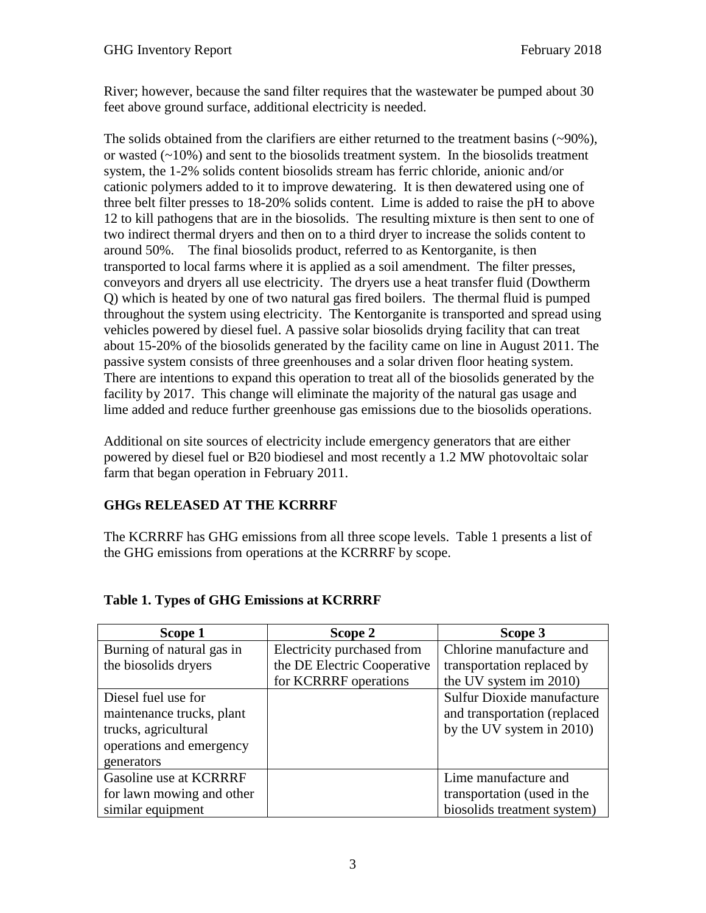River; however, because the sand filter requires that the wastewater be pumped about 30 feet above ground surface, additional electricity is needed.

The solids obtained from the clarifiers are either returned to the treatment basins (~90%), or wasted (~10%) and sent to the biosolids treatment system. In the biosolids treatment system, the 1-2% solids content biosolids stream has ferric chloride, anionic and/or cationic polymers added to it to improve dewatering. It is then dewatered using one of three belt filter presses to 18-20% solids content. Lime is added to raise the pH to above 12 to kill pathogens that are in the biosolids. The resulting mixture is then sent to one of two indirect thermal dryers and then on to a third dryer to increase the solids content to around 50%. The final biosolids product, referred to as Kentorganite, is then transported to local farms where it is applied as a soil amendment. The filter presses, conveyors and dryers all use electricity. The dryers use a heat transfer fluid (Dowtherm Q) which is heated by one of two natural gas fired boilers. The thermal fluid is pumped throughout the system using electricity. The Kentorganite is transported and spread using vehicles powered by diesel fuel. A passive solar biosolids drying facility that can treat about 15-20% of the biosolids generated by the facility came on line in August 2011. The passive system consists of three greenhouses and a solar driven floor heating system. There are intentions to expand this operation to treat all of the biosolids generated by the facility by 2017. This change will eliminate the majority of the natural gas usage and lime added and reduce further greenhouse gas emissions due to the biosolids operations.

Additional on site sources of electricity include emergency generators that are either powered by diesel fuel or B20 biodiesel and most recently a 1.2 MW photovoltaic solar farm that began operation in February 2011.

## GHGs RELEASED AT THE KCRRRF

The KCRRRF has GHG emissions from all three scope levels. Table 1 presents a list of the GHG emissions from operations at the KCRRRF by scope.

**Table 1. Types of GHG Emissions at KCRRRF**

| Scope 1 | Scope 2 | Scope 3 |
|---|---|---|
| Burning of natural gas in the biosolids dryers | Electricity purchased from the DE Electric Cooperative for KCRRRF operations | Chlorine manufacture and transportation replaced by the UV system im 2010) |
| Diesel fuel use for maintenance trucks, plant trucks, agricultural operations and emergency generators | | Sulfur Dioxide manufacture and transportation (replaced by the UV system in 2010) |
| Gasoline use at KCRRRF for lawn mowing and other similar equipment | | Lime manufacture and transportation (used in the biosolids treatment system) |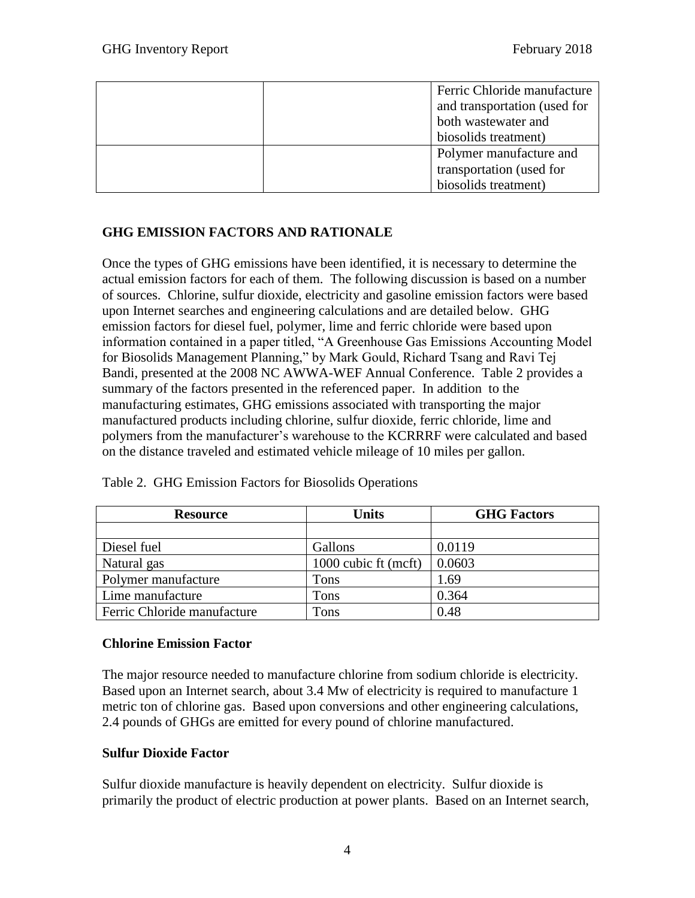| | | |
|---|---|---|
| | | Ferric Chloride manufacture and transportation (used for both wastewater and biosolids treatment) |
| | | Polymer manufacture and transportation (used for biosolids treatment) |

## GHG EMISSION FACTORS AND RATIONALE

Once the types of GHG emissions have been identified, it is necessary to determine the actual emission factors for each of them. The following discussion is based on a number of sources. Chlorine, sulfur dioxide, electricity and gasoline emission factors were based upon Internet searches and engineering calculations and are detailed below. GHG emission factors for diesel fuel, polymer, lime and ferric chloride were based upon information contained in a paper titled, "A Greenhouse Gas Emissions Accounting Model for Biosolids Management Planning," by Mark Gould, Richard Tsang and Ravi Tej Bandi, presented at the 2008 NC AWWA-WEF Annual Conference. Table 2 provides a summary of the factors presented in the referenced paper. In addition to the manufacturing estimates, GHG emissions associated with transporting the major manufactured products including chlorine, sulfur dioxide, ferric chloride, lime and polymers from the manufacturer's warehouse to the KCRRRF were calculated and based on the distance traveled and estimated vehicle mileage of 10 miles per gallon.

Table 2. GHG Emission Factors for Biosolids Operations

| Resource | Units | GHG Factors |
|---|---|---|
| | | |
| Diesel fuel | Gallons | 0.0119 |
| Natural gas | 1000 cubic ft (mcft) | 0.0603 |
| Polymer manufacture | Tons | 1.69 |
| Lime manufacture | Tons | 0.364 |
| Ferric Chloride manufacture | Tons | 0.48 |

### Chlorine Emission Factor

The major resource needed to manufacture chlorine from sodium chloride is electricity. Based upon an Internet search, about 3.4 Mw of electricity is required to manufacture 1 metric ton of chlorine gas. Based upon conversions and other engineering calculations, 2.4 pounds of GHGs are emitted for every pound of chlorine manufactured.

### Sulfur Dioxide Factor

Sulfur dioxide manufacture is heavily dependent on electricity. Sulfur dioxide is primarily the product of electric production at power plants. Based on an Internet search,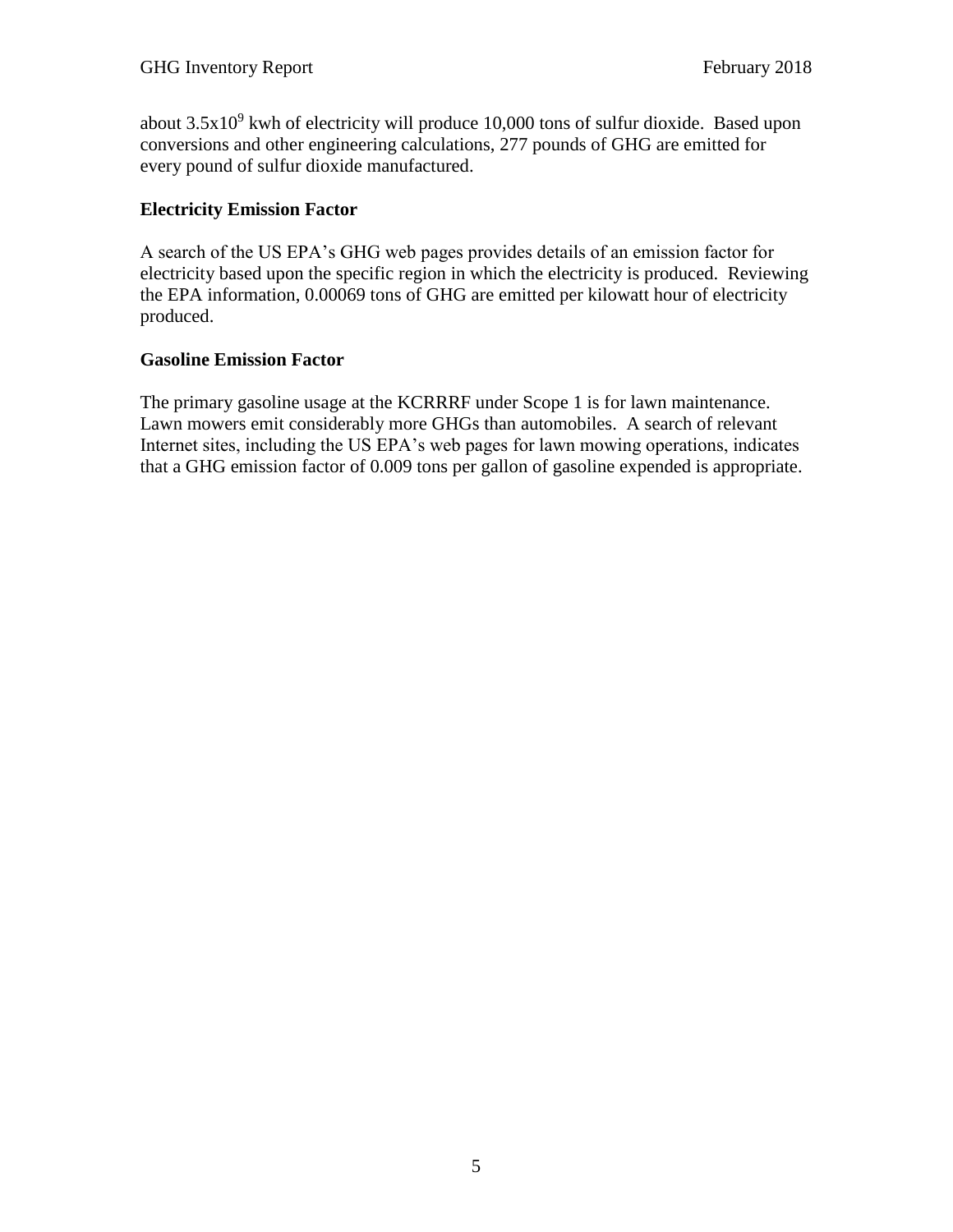about $3.5x10^9$ kwh of electricity will produce 10,000 tons of sulfur dioxide. Based upon conversions and other engineering calculations, 277 pounds of GHG are emitted for every pound of sulfur dioxide manufactured.

**Electricity Emission Factor**

A search of the US EPA's GHG web pages provides details of an emission factor for electricity based upon the specific region in which the electricity is produced. Reviewing the EPA information, 0.00069 tons of GHG are emitted per kilowatt hour of electricity produced.

**Gasoline Emission Factor**

The primary gasoline usage at the KCRRRF under Scope 1 is for lawn maintenance. Lawn mowers emit considerably more GHGs than automobiles. A search of relevant Internet sites, including the US EPA's web pages for lawn mowing operations, indicates that a GHG emission factor of 0.009 tons per gallon of gasoline expended is appropriate.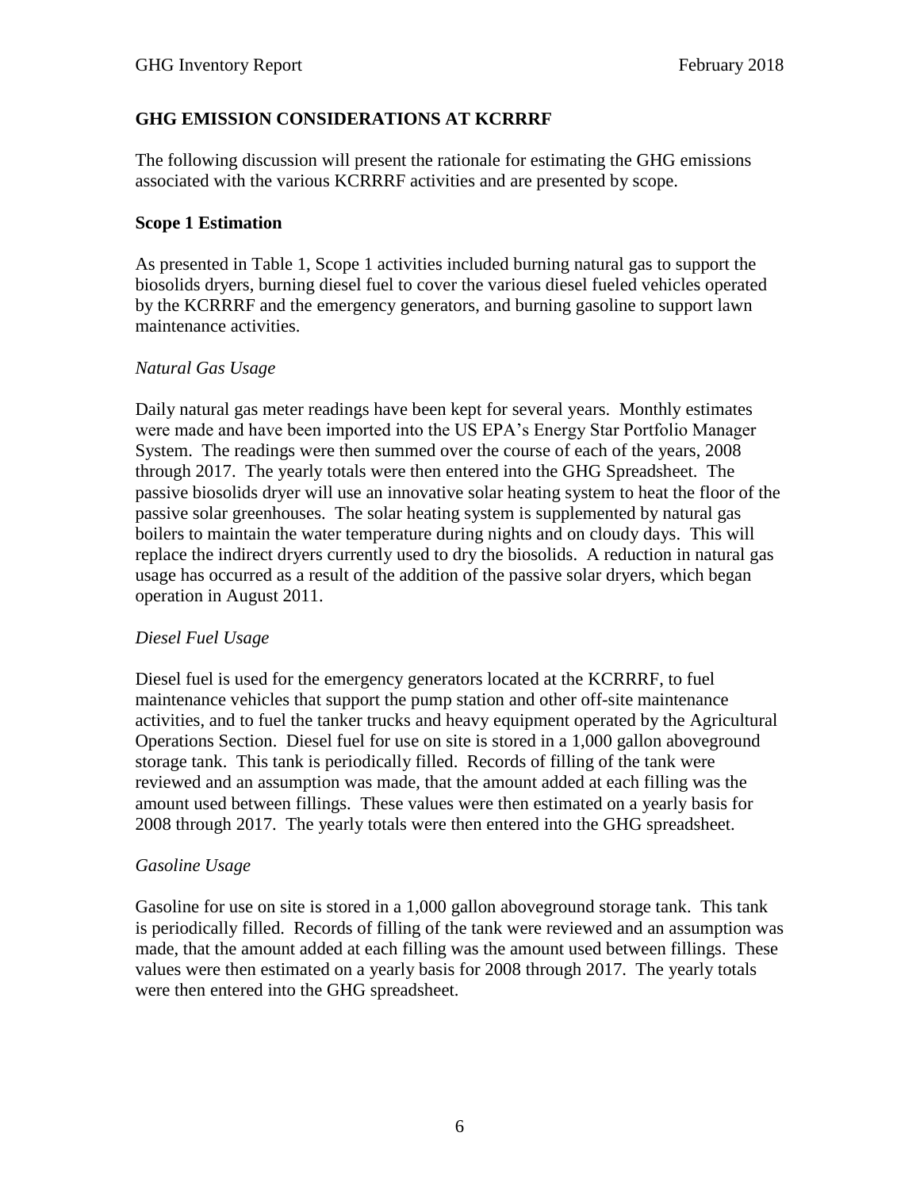## GHG EMISSION CONSIDERATIONS AT KCRRRF

The following discussion will present the rationale for estimating the GHG emissions associated with the various KCRRRF activities and are presented by scope.

### Scope 1 Estimation

As presented in Table 1, Scope 1 activities included burning natural gas to support the biosolids dryers, burning diesel fuel to cover the various diesel fueled vehicles operated by the KCRRRF and the emergency generators, and burning gasoline to support lawn maintenance activities.

#### *Natural Gas Usage*

Daily natural gas meter readings have been kept for several years. Monthly estimates were made and have been imported into the US EPA's Energy Star Portfolio Manager System. The readings were then summed over the course of each of the years, 2008 through 2017. The yearly totals were then entered into the GHG Spreadsheet. The passive biosolids dryer will use an innovative solar heating system to heat the floor of the passive solar greenhouses. The solar heating system is supplemented by natural gas boilers to maintain the water temperature during nights and on cloudy days. This will replace the indirect dryers currently used to dry the biosolids. A reduction in natural gas usage has occurred as a result of the addition of the passive solar dryers, which began operation in August 2011.

#### *Diesel Fuel Usage*

Diesel fuel is used for the emergency generators located at the KCRRRF, to fuel maintenance vehicles that support the pump station and other off-site maintenance activities, and to fuel the tanker trucks and heavy equipment operated by the Agricultural Operations Section. Diesel fuel for use on site is stored in a 1,000 gallon aboveground storage tank. This tank is periodically filled. Records of filling of the tank were reviewed and an assumption was made, that the amount added at each filling was the amount used between fillings. These values were then estimated on a yearly basis for 2008 through 2017. The yearly totals were then entered into the GHG spreadsheet.

#### *Gasoline Usage*

Gasoline for use on site is stored in a 1,000 gallon aboveground storage tank. This tank is periodically filled. Records of filling of the tank were reviewed and an assumption was made, that the amount added at each filling was the amount used between fillings. These values were then estimated on a yearly basis for 2008 through 2017. The yearly totals were then entered into the GHG spreadsheet.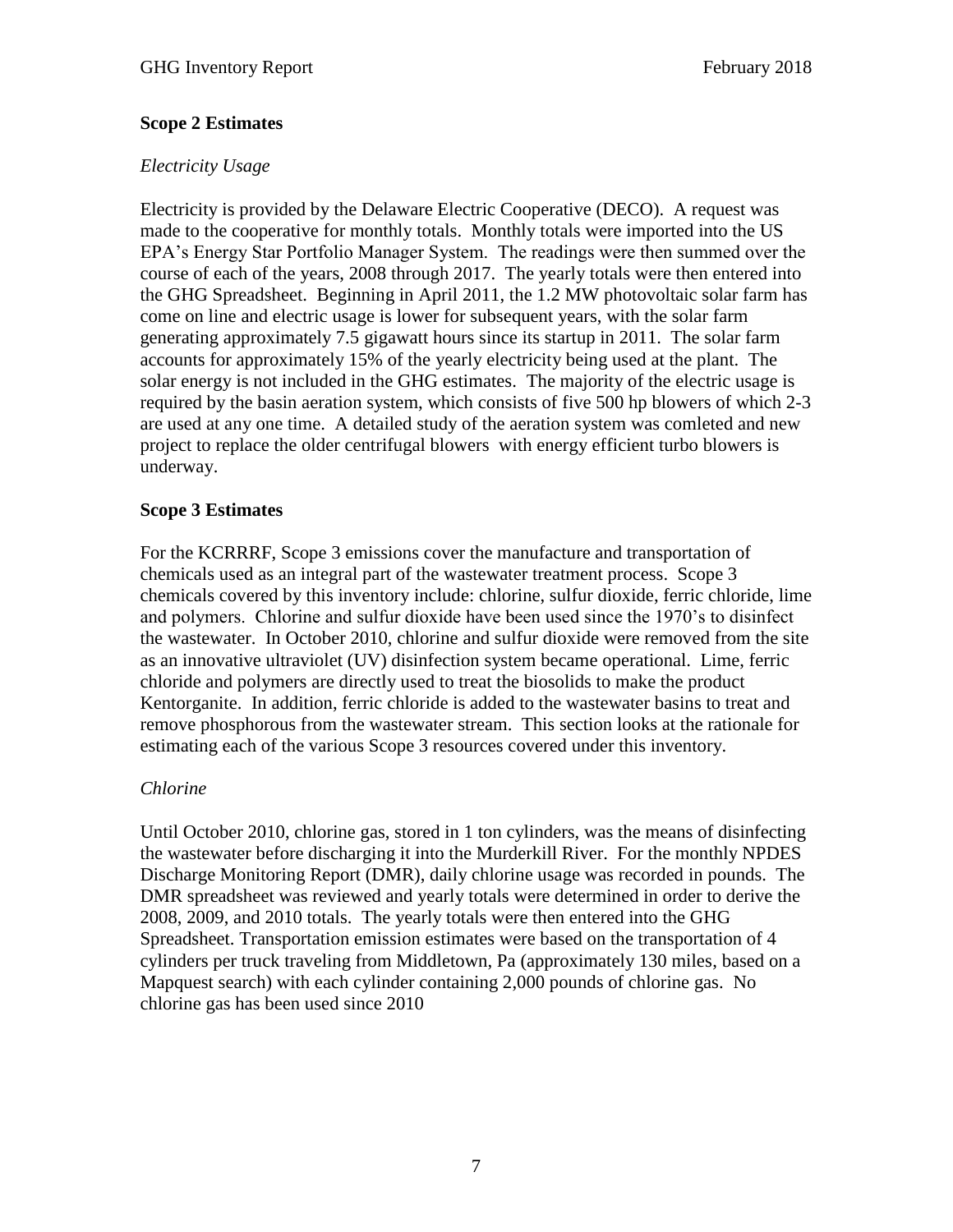## Scope 2 Estimates

*Electricity Usage*

Electricity is provided by the Delaware Electric Cooperative (DECO). A request was made to the cooperative for monthly totals. Monthly totals were imported into the US EPA's Energy Star Portfolio Manager System. The readings were then summed over the course of each of the years, 2008 through 2017. The yearly totals were then entered into the GHG Spreadsheet. Beginning in April 2011, the 1.2 MW photovoltaic solar farm has come on line and electric usage is lower for subsequent years, with the solar farm generating approximately 7.5 gigawatt hours since its startup in 2011. The solar farm accounts for approximately 15% of the yearly electricity being used at the plant. The solar energy is not included in the GHG estimates. The majority of the electric usage is required by the basin aeration system, which consists of five 500 hp blowers of which 2-3 are used at any one time. A detailed study of the aeration system was comleted and new project to replace the older centrifugal blowers with energy efficient turbo blowers is underway.

## Scope 3 Estimates

For the KCRRRF, Scope 3 emissions cover the manufacture and transportation of chemicals used as an integral part of the wastewater treatment process. Scope 3 chemicals covered by this inventory include: chlorine, sulfur dioxide, ferric chloride, lime and polymers. Chlorine and sulfur dioxide have been used since the 1970's to disinfect the wastewater. In October 2010, chlorine and sulfur dioxide were removed from the site as an innovative ultraviolet (UV) disinfection system became operational. Lime, ferric chloride and polymers are directly used to treat the biosolids to make the product Kentorganite. In addition, ferric chloride is added to the wastewater basins to treat and remove phosphorous from the wastewater stream. This section looks at the rationale for estimating each of the various Scope 3 resources covered under this inventory.

*Chlorine*

Until October 2010, chlorine gas, stored in 1 ton cylinders, was the means of disinfecting the wastewater before discharging it into the Murderkill River. For the monthly NPDES Discharge Monitoring Report (DMR), daily chlorine usage was recorded in pounds. The DMR spreadsheet was reviewed and yearly totals were determined in order to derive the 2008, 2009, and 2010 totals. The yearly totals were then entered into the GHG Spreadsheet. Transportation emission estimates were based on the transportation of 4 cylinders per truck traveling from Middletown, Pa (approximately 130 miles, based on a Mapquest search) with each cylinder containing 2,000 pounds of chlorine gas. No chlorine gas has been used since 2010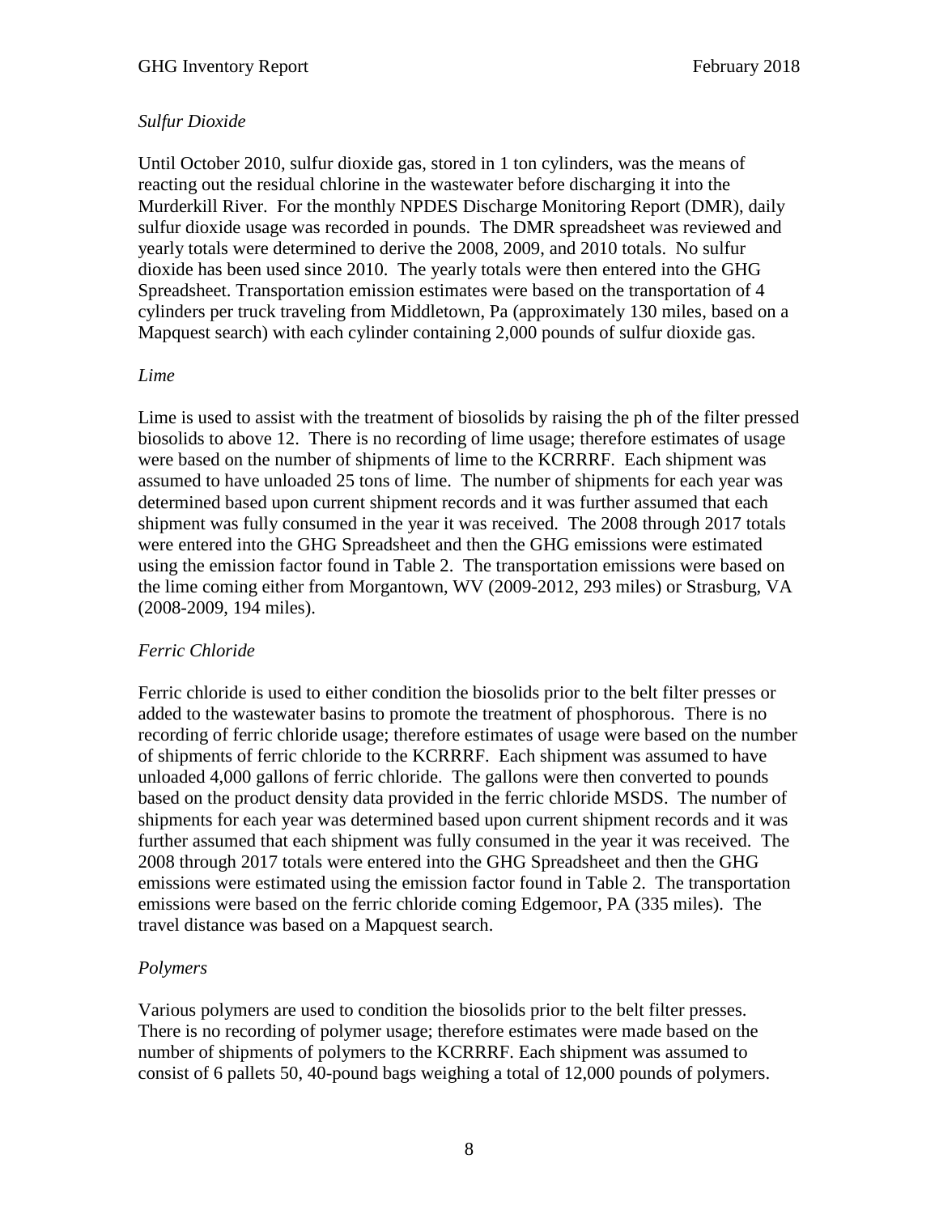*Sulfur Dioxide*

Until October 2010, sulfur dioxide gas, stored in 1 ton cylinders, was the means of reacting out the residual chlorine in the wastewater before discharging it into the Murderkill River. For the monthly NPDES Discharge Monitoring Report (DMR), daily sulfur dioxide usage was recorded in pounds. The DMR spreadsheet was reviewed and yearly totals were determined to derive the 2008, 2009, and 2010 totals. No sulfur dioxide has been used since 2010. The yearly totals were then entered into the GHG Spreadsheet. Transportation emission estimates were based on the transportation of 4 cylinders per truck traveling from Middletown, Pa (approximately 130 miles, based on a Mapquest search) with each cylinder containing 2,000 pounds of sulfur dioxide gas.

*Lime*

Lime is used to assist with the treatment of biosolids by raising the ph of the filter pressed biosolids to above 12. There is no recording of lime usage; therefore estimates of usage were based on the number of shipments of lime to the KCRRRF. Each shipment was assumed to have unloaded 25 tons of lime. The number of shipments for each year was determined based upon current shipment records and it was further assumed that each shipment was fully consumed in the year it was received. The 2008 through 2017 totals were entered into the GHG Spreadsheet and then the GHG emissions were estimated using the emission factor found in Table 2. The transportation emissions were based on the lime coming either from Morgantown, WV (2009-2012, 293 miles) or Strasburg, VA (2008-2009, 194 miles).

*Ferric Chloride*

Ferric chloride is used to either condition the biosolids prior to the belt filter presses or added to the wastewater basins to promote the treatment of phosphorous. There is no recording of ferric chloride usage; therefore estimates of usage were based on the number of shipments of ferric chloride to the KCRRRF. Each shipment was assumed to have unloaded 4,000 gallons of ferric chloride. The gallons were then converted to pounds based on the product density data provided in the ferric chloride MSDS. The number of shipments for each year was determined based upon current shipment records and it was further assumed that each shipment was fully consumed in the year it was received. The 2008 through 2017 totals were entered into the GHG Spreadsheet and then the GHG emissions were estimated using the emission factor found in Table 2. The transportation emissions were based on the ferric chloride coming Edgemoor, PA (335 miles). The travel distance was based on a Mapquest search.

*Polymers*

Various polymers are used to condition the biosolids prior to the belt filter presses. There is no recording of polymer usage; therefore estimates were made based on the number of shipments of polymers to the KCRRRF. Each shipment was assumed to consist of 6 pallets 50, 40-pound bags weighing a total of 12,000 pounds of polymers.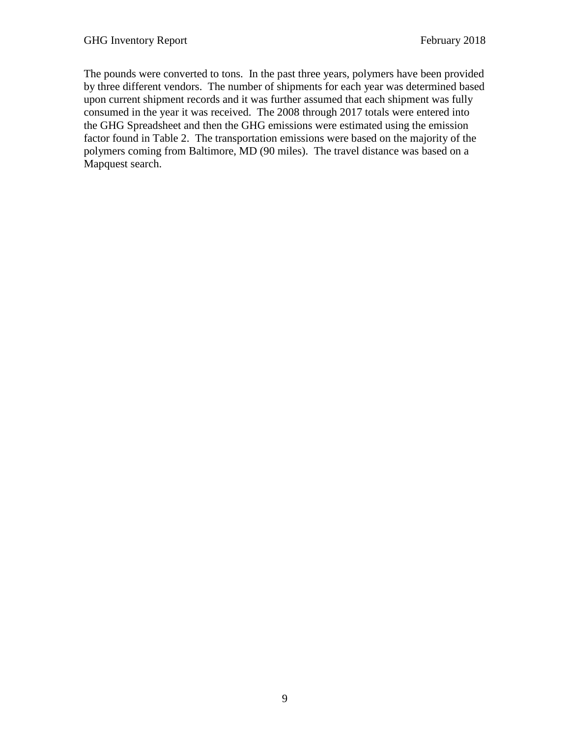The pounds were converted to tons. In the past three years, polymers have been provided by three different vendors. The number of shipments for each year was determined based upon current shipment records and it was further assumed that each shipment was fully consumed in the year it was received. The 2008 through 2017 totals were entered into the GHG Spreadsheet and then the GHG emissions were estimated using the emission factor found in Table 2. The transportation emissions were based on the majority of the polymers coming from Baltimore, MD (90 miles). The travel distance was based on a Mapquest search.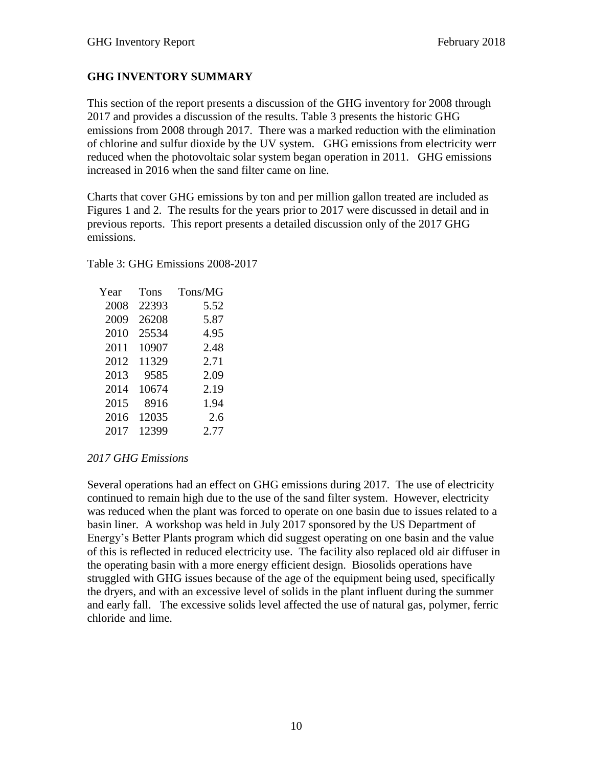## GHG INVENTORY SUMMARY

This section of the report presents a discussion of the GHG inventory for 2008 through 2017 and provides a discussion of the results. Table 3 presents the historic GHG emissions from 2008 through 2017. There was a marked reduction with the elimination of chlorine and sulfur dioxide by the UV system. GHG emissions from electricity werr reduced when the photovoltaic solar system began operation in 2011. GHG emissions increased in 2016 when the sand filter came on line.

Charts that cover GHG emissions by ton and per million gallon treated are included as Figures 1 and 2. The results for the years prior to 2017 were discussed in detail and in previous reports. This report presents a detailed discussion only of the 2017 GHG emissions.

Table 3: GHG Emissions 2008-2017

| Year | Tons | Tons/MG |
|---|---|---|
| 2008 | 22393 | 5.52 |
| 2009 | 26208 | 5.87 |
| 2010 | 25534 | 4.95 |
| 2011 | 10907 | 2.48 |
| 2012 | 11329 | 2.71 |
| 2013 | 9585 | 2.09 |
| 2014 | 10674 | 2.19 |
| 2015 | 8916 | 1.94 |
| 2016 | 12035 | 2.6 |
| 2017 | 12399 | 2.77 |

*2017 GHG Emissions*

Several operations had an effect on GHG emissions during 2017. The use of electricity continued to remain high due to the use of the sand filter system. However, electricity was reduced when the plant was forced to operate on one basin due to issues related to a basin liner. A workshop was held in July 2017 sponsored by the US Department of Energy's Better Plants program which did suggest operating on one basin and the value of this is reflected in reduced electricity use. The facility also replaced old air diffuser in the operating basin with a more energy efficient design. Biosolids operations have struggled with GHG issues because of the age of the equipment being used, specifically the dryers, and with an excessive level of solids in the plant influent during the summer and early fall. The excessive solids level affected the use of natural gas, polymer, ferric chloride and lime.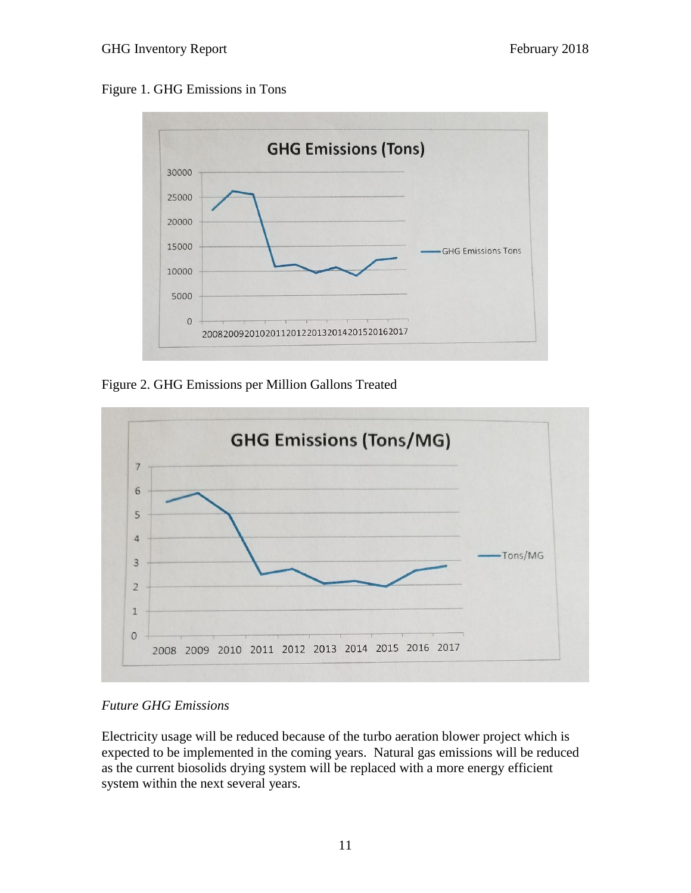Figure 1. GHG Emissions in Tons

GHG Emissions (Tons)

30000
25000
20000
15000
10000
5000
0

2008 2009 2010 2011 2012 2013 2014 2015 2016 2017

GHG Emissions Tons

Figure 2. GHG Emissions per Million Gallons Treated

GHG Emissions (Tons/MG)

7
6
5
4
3
2
1
0

2008 2009 2010 2011 2012 2013 2014 2015 2016 2017

Tons/MG

*Future GHG Emissions*

Electricity usage will be reduced because of the turbo aeration blower project which is expected to be implemented in the coming years. Natural gas emissions will be reduced as the current biosolids drying system will be replaced with a more energy efficient system within the next several years.